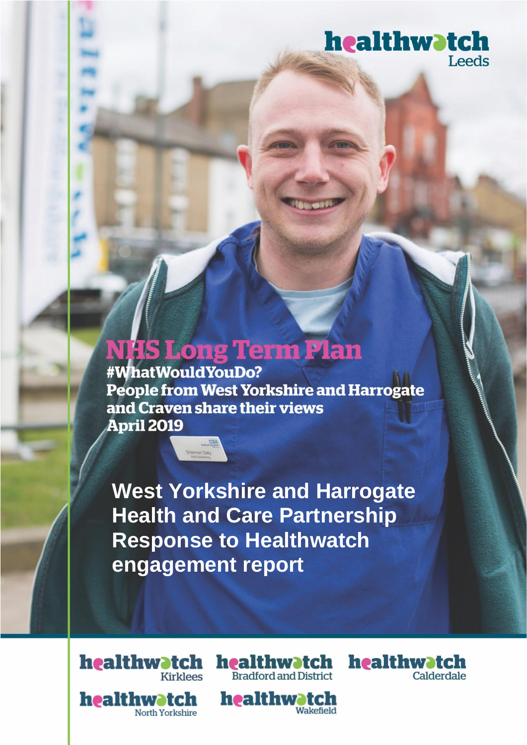healthwatch Leeds

# NHS Long Term Plan

**#WhatWouldYouDo?**
**People from West Yorkshire and Harrogate and Craven share their views**
**April 2019**

## West Yorkshire and Harrogate Health and Care Partnership Response to Healthwatch engagement report

healthwatch Kirklees

healthwatch Bradford and District

healthwatch Calderdale

healthwatch North Yorkshire

healthwatch Wakefield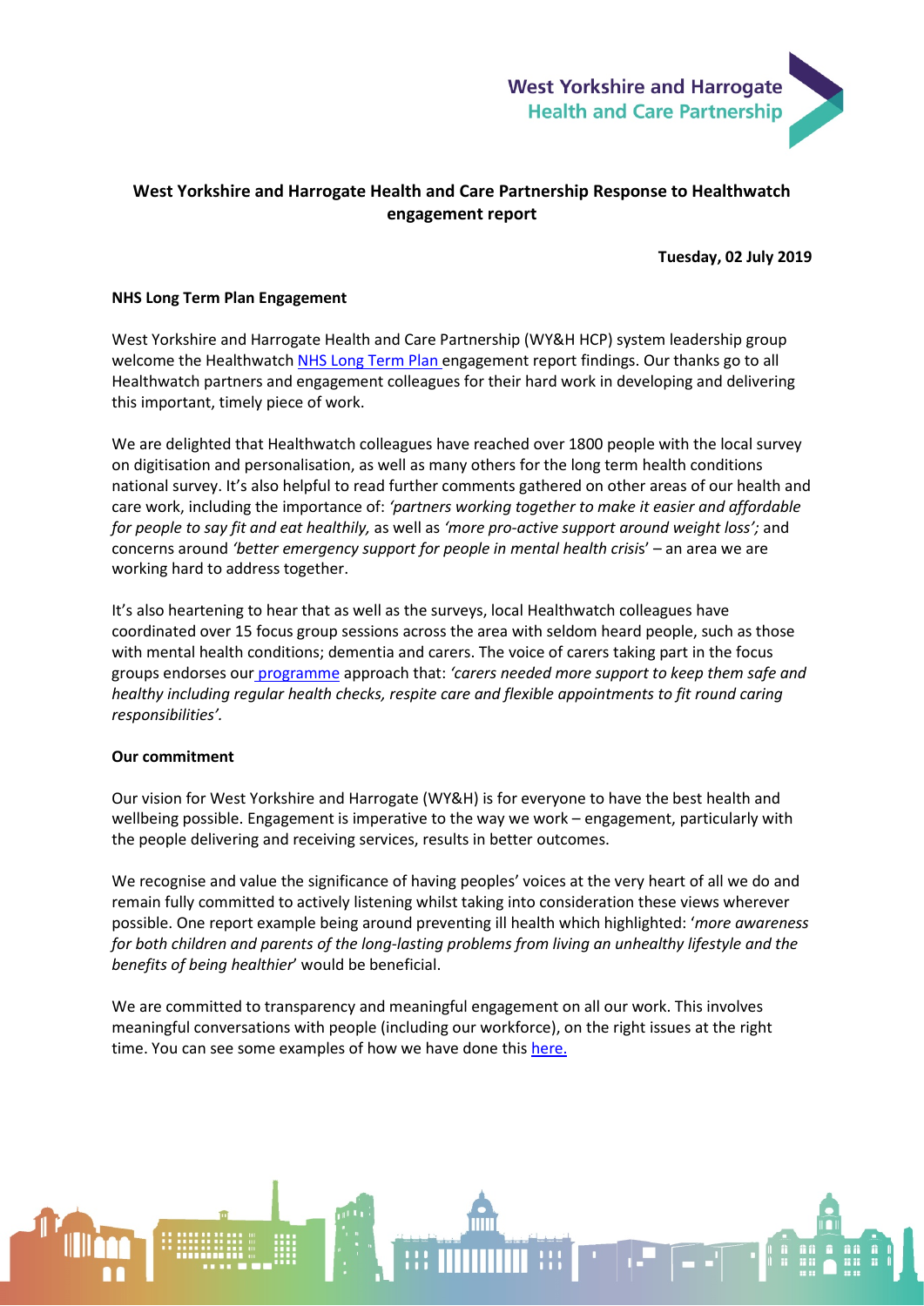# West Yorkshire and Harrogate Health and Care Partnership Response to Healthwatch engagement report

**Tuesday, 02 July 2019**

**NHS Long Term Plan Engagement**

West Yorkshire and Harrogate Health and Care Partnership (WY&H HCP) system leadership group welcome the Healthwatch NHS Long Term Plan engagement report findings. Our thanks go to all Healthwatch partners and engagement colleagues for their hard work in developing and delivering this important, timely piece of work.

We are delighted that Healthwatch colleagues have reached over 1800 people with the local survey on digitisation and personalisation, as well as many others for the long term health conditions national survey. It's also helpful to read further comments gathered on other areas of our health and care work, including the importance of: *'partners working together to make it easier and affordable for people to say fit and eat healthily,* as well as *'more pro-active support around weight loss';* and concerns around *'better emergency support for people in mental health crisis'* – an area we are working hard to address together.

It's also heartening to hear that as well as the surveys, local Healthwatch colleagues have coordinated over 15 focus group sessions across the area with seldom heard people, such as those with mental health conditions; dementia and carers. The voice of carers taking part in the focus groups endorses our programme approach that: *'carers needed more support to keep them safe and healthy including regular health checks, respite care and flexible appointments to fit round caring responsibilities'.*

**Our commitment**

Our vision for West Yorkshire and Harrogate (WY&H) is for everyone to have the best health and wellbeing possible. Engagement is imperative to the way we work – engagement, particularly with the people delivering and receiving services, results in better outcomes.

We recognise and value the significance of having peoples' voices at the very heart of all we do and remain fully committed to actively listening whilst taking into consideration these views wherever possible. One report example being around preventing ill health which highlighted: '*more awareness for both children and parents of the long-lasting problems from living an unhealthy lifestyle and the benefits of being healthier*' would be beneficial.

We are committed to transparency and meaningful engagement on all our work. This involves meaningful conversations with people (including our workforce), on the right issues at the right time. You can see some examples of how we have done this here.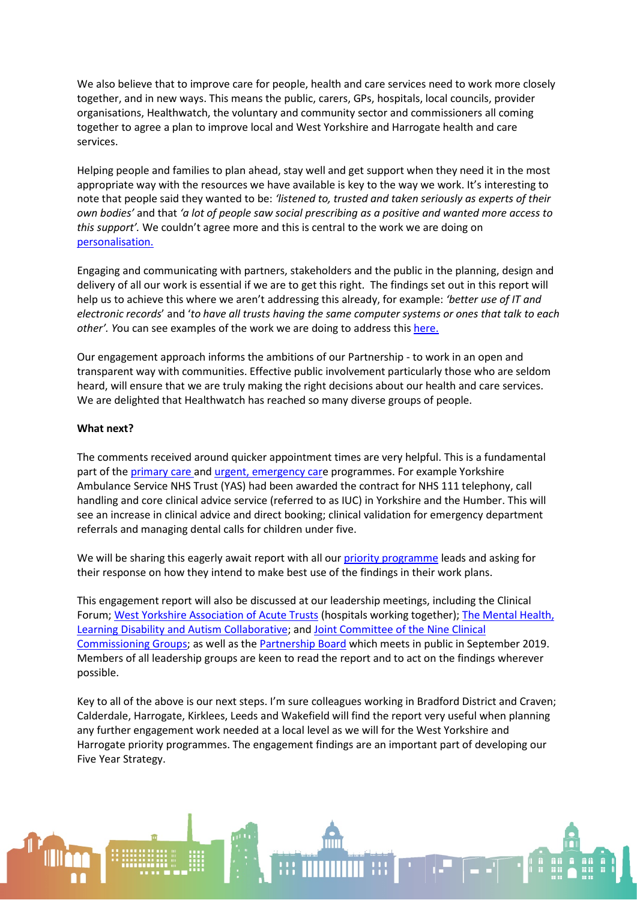We also believe that to improve care for people, health and care services need to work more closely together, and in new ways. This means the public, carers, GPs, hospitals, local councils, provider organisations, Healthwatch, the voluntary and community sector and commissioners all coming together to agree a plan to improve local and West Yorkshire and Harrogate health and care services.

Helping people and families to plan ahead, stay well and get support when they need it in the most appropriate way with the resources we have available is key to the way we work. It's interesting to note that people said they wanted to be: *'listened to, trusted and taken seriously as experts of their own bodies'* and that *'a lot of people saw social prescribing as a positive and wanted more access to this support'.* We couldn't agree more and this is central to the work we are doing on personalisation.

Engaging and communicating with partners, stakeholders and the public in the planning, design and delivery of all our work is essential if we are to get this right. The findings set out in this report will help us to achieve this where we aren't addressing this already, for example: *'better use of IT and electronic records'* and '*to have all trusts having the same computer systems or ones that talk to each other'.* You can see examples of the work we are doing to address this here.

Our engagement approach informs the ambitions of our Partnership - to work in an open and transparent way with communities. Effective public involvement particularly those who are seldom heard, will ensure that we are truly making the right decisions about our health and care services. We are delighted that Healthwatch has reached so many diverse groups of people.

**What next?**

The comments received around quicker appointment times are very helpful. This is a fundamental part of the primary care and urgent, emergency care programmes. For example Yorkshire Ambulance Service NHS Trust (YAS) had been awarded the contract for NHS 111 telephony, call handling and core clinical advice service (referred to as IUC) in Yorkshire and the Humber. This will see an increase in clinical advice and direct booking; clinical validation for emergency department referrals and managing dental calls for children under five.

We will be sharing this eagerly await report with all our priority programme leads and asking for their response on how they intend to make best use of the findings in their work plans.

This engagement report will also be discussed at our leadership meetings, including the Clinical Forum; West Yorkshire Association of Acute Trusts (hospitals working together); The Mental Health, Learning Disability and Autism Collaborative; and Joint Committee of the Nine Clinical Commissioning Groups; as well as the Partnership Board which meets in public in September 2019. Members of all leadership groups are keen to read the report and to act on the findings wherever possible.

Key to all of the above is our next steps. I'm sure colleagues working in Bradford District and Craven; Calderdale, Harrogate, Kirklees, Leeds and Wakefield will find the report very useful when planning any further engagement work needed at a local level as we will for the West Yorkshire and Harrogate priority programmes. The engagement findings are an important part of developing our Five Year Strategy.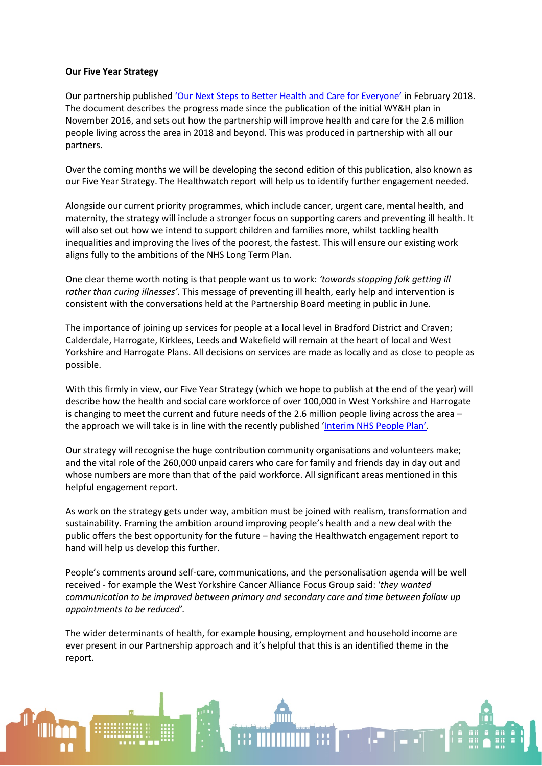**Our Five Year Strategy**

Our partnership published ['Our Next Steps to Better Health and Care for Everyone'](#) in February 2018. The document describes the progress made since the publication of the initial WY&H plan in November 2016, and sets out how the partnership will improve health and care for the 2.6 million people living across the area in 2018 and beyond. This was produced in partnership with all our partners.

Over the coming months we will be developing the second edition of this publication, also known as our Five Year Strategy. The Healthwatch report will help us to identify further engagement needed.

Alongside our current priority programmes, which include cancer, urgent care, mental health, and maternity, the strategy will include a stronger focus on supporting carers and preventing ill health. It will also set out how we intend to support children and families more, whilst tackling health inequalities and improving the lives of the poorest, the fastest. This will ensure our existing work aligns fully to the ambitions of the NHS Long Term Plan.

One clear theme worth noting is that people want us to work: *'towards stopping folk getting ill rather than curing illnesses'.* This message of preventing ill health, early help and intervention is consistent with the conversations held at the Partnership Board meeting in public in June.

The importance of joining up services for people at a local level in Bradford District and Craven; Calderdale, Harrogate, Kirklees, Leeds and Wakefield will remain at the heart of local and West Yorkshire and Harrogate Plans. All decisions on services are made as locally and as close to people as possible.

With this firmly in view, our Five Year Strategy (which we hope to publish at the end of the year) will describe how the health and social care workforce of over 100,000 in West Yorkshire and Harrogate is changing to meet the current and future needs of the 2.6 million people living across the area – the approach we will take is in line with the recently published '[Interim NHS People Plan](#)'.

Our strategy will recognise the huge contribution community organisations and volunteers make; and the vital role of the 260,000 unpaid carers who care for family and friends day in day out and whose numbers are more than that of the paid workforce. All significant areas mentioned in this helpful engagement report.

As work on the strategy gets under way, ambition must be joined with realism, transformation and sustainability. Framing the ambition around improving people's health and a new deal with the public offers the best opportunity for the future – having the Healthwatch engagement report to hand will help us develop this further.

People's comments around self-care, communications, and the personalisation agenda will be well received - for example the West Yorkshire Cancer Alliance Focus Group said: '*they wanted communication to be improved between primary and secondary care and time between follow up appointments to be reduced'.*

The wider determinants of health, for example housing, employment and household income are ever present in our Partnership approach and it's helpful that this is an identified theme in the report.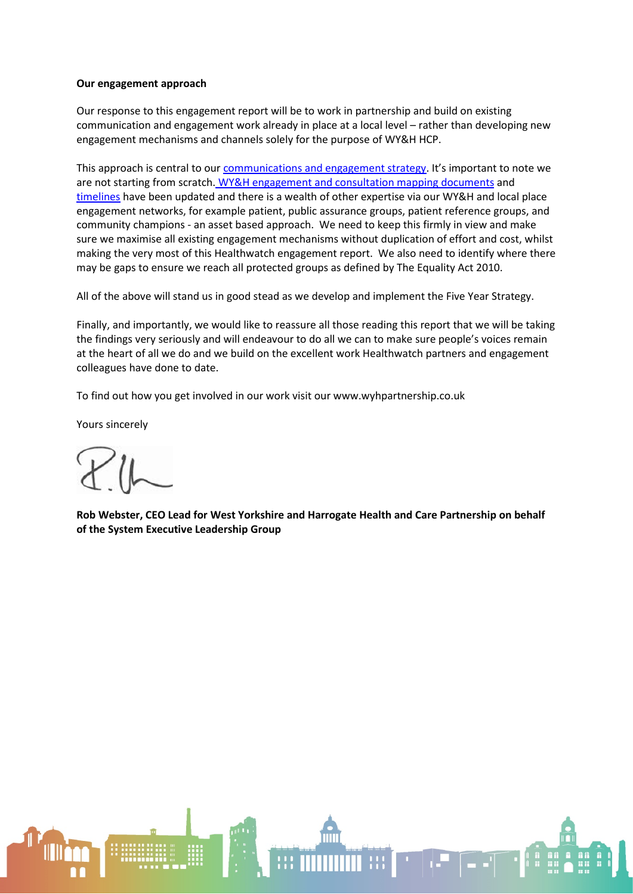**Our engagement approach**

Our response to this engagement report will be to work in partnership and build on existing communication and engagement work already in place at a local level – rather than developing new engagement mechanisms and channels solely for the purpose of WY&H HCP.

This approach is central to our communications and engagement strategy. It's important to note we are not starting from scratch. WY&H engagement and consultation mapping documents and timelines have been updated and there is a wealth of other expertise via our WY&H and local place engagement networks, for example patient, public assurance groups, patient reference groups, and community champions - an asset based approach. We need to keep this firmly in view and make sure we maximise all existing engagement mechanisms without duplication of effort and cost, whilst making the very most of this Healthwatch engagement report. We also need to identify where there may be gaps to ensure we reach all protected groups as defined by The Equality Act 2010.

All of the above will stand us in good stead as we develop and implement the Five Year Strategy.

Finally, and importantly, we would like to reassure all those reading this report that we will be taking the findings very seriously and will endeavour to do all we can to make sure people's voices remain at the heart of all we do and we build on the excellent work Healthwatch partners and engagement colleagues have done to date.

To find out how you get involved in our work visit our www.wyhpartnership.co.uk

Yours sincerely

**Rob Webster, CEO Lead for West Yorkshire and Harrogate Health and Care Partnership on behalf of the System Executive Leadership Group**